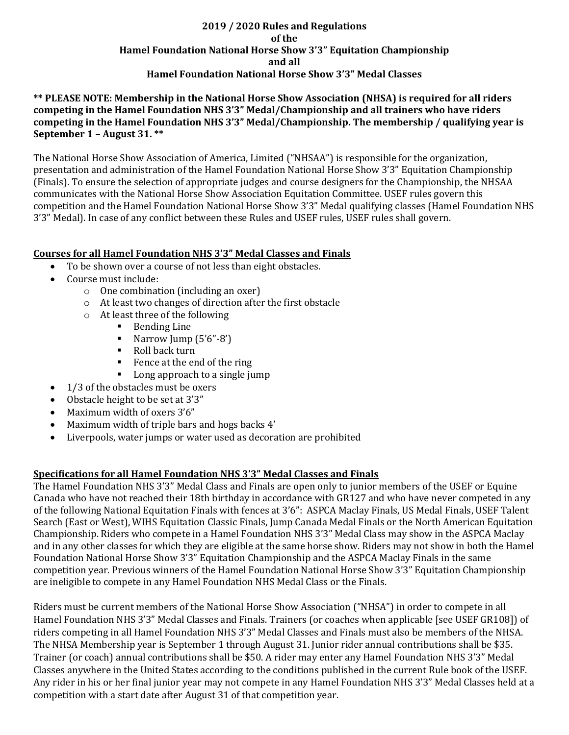# 2019 / 2020 Rules and Regulations of the Hamel Foundation National Horse Show 3'3" Equitation Championship and all Hamel Foundation National Horse Show 3'3" Medal Classes

**\*\* PLEASE NOTE: Membership in the National Horse Show Association (NHSA) is required for all riders competing in the Hamel Foundation NHS 3'3" Medal/Championship and all trainers who have riders competing in the Hamel Foundation NHS 3'3" Medal/Championship. The membership / qualifying year is September 1 – August 31. \*\***

The National Horse Show Association of America, Limited ("NHSAA") is responsible for the organization, presentation and administration of the Hamel Foundation National Horse Show 3'3" Equitation Championship (Finals). To ensure the selection of appropriate judges and course designers for the Championship, the NHSAA communicates with the National Horse Show Association Equitation Committee. USEF rules govern this competition and the Hamel Foundation National Horse Show 3'3" Medal qualifying classes (Hamel Foundation NHS 3'3" Medal). In case of any conflict between these Rules and USEF rules, USEF rules shall govern.

## Courses for all Hamel Foundation NHS 3'3" Medal Classes and Finals

- To be shown over a course of not less than eight obstacles.
- Course must include:
  - One combination (including an oxer)
  - At least two changes of direction after the first obstacle
  - At least three of the following
    - Bending Line
    - Narrow Jump (5'6"-8')
    - Roll back turn
    - Fence at the end of the ring
    - Long approach to a single jump
- 1/3 of the obstacles must be oxers
- Obstacle height to be set at 3'3"
- Maximum width of oxers 3'6"
- Maximum width of triple bars and hogs backs 4'
- Liverpools, water jumps or water used as decoration are prohibited

## Specifications for all Hamel Foundation NHS 3'3" Medal Classes and Finals

The Hamel Foundation NHS 3'3" Medal Class and Finals are open only to junior members of the USEF or Equine Canada who have not reached their 18th birthday in accordance with GR127 and who have never competed in any of the following National Equitation Finals with fences at 3'6": ASPCA Maclay Finals, US Medal Finals, USEF Talent Search (East or West), WIHS Equitation Classic Finals, Jump Canada Medal Finals or the North American Equitation Championship. Riders who compete in a Hamel Foundation NHS 3'3" Medal Class may show in the ASPCA Maclay and in any other classes for which they are eligible at the same horse show. Riders may not show in both the Hamel Foundation National Horse Show 3'3" Equitation Championship and the ASPCA Maclay Finals in the same competition year. Previous winners of the Hamel Foundation National Horse Show 3'3" Equitation Championship are ineligible to compete in any Hamel Foundation NHS Medal Class or the Finals.

Riders must be current members of the National Horse Show Association ("NHSA") in order to compete in all Hamel Foundation NHS 3'3" Medal Classes and Finals. Trainers (or coaches when applicable [see USEF GR108]) of riders competing in all Hamel Foundation NHS 3'3" Medal Classes and Finals must also be members of the NHSA. The NHSA Membership year is September 1 through August 31. Junior rider annual contributions shall be $35. Trainer (or coach) annual contributions shall be $50. A rider may enter any Hamel Foundation NHS 3'3" Medal Classes anywhere in the United States according to the conditions published in the current Rule book of the USEF. Any rider in his or her final junior year may not compete in any Hamel Foundation NHS 3'3" Medal Classes held at a competition with a start date after August 31 of that competition year.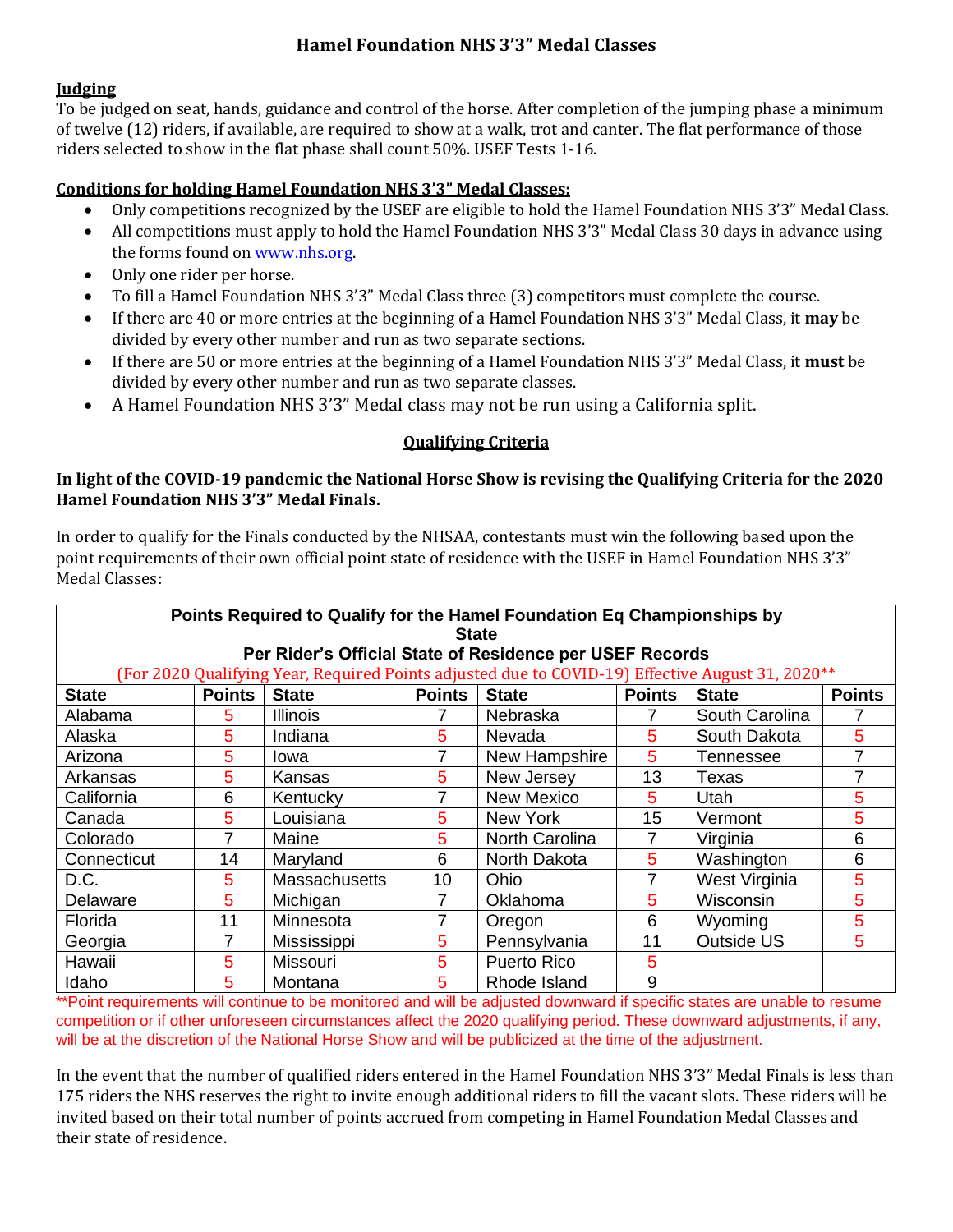## Hamel Foundation NHS 3'3" Medal Classes

**Judging**

To be judged on seat, hands, guidance and control of the horse. After completion of the jumping phase a minimum of twelve (12) riders, if available, are required to show at a walk, trot and canter. The flat performance of those riders selected to show in the flat phase shall count 50%. USEF Tests 1-16.

**Conditions for holding Hamel Foundation NHS 3'3" Medal Classes:**

- Only competitions recognized by the USEF are eligible to hold the Hamel Foundation NHS 3'3" Medal Class.
- All competitions must apply to hold the Hamel Foundation NHS 3'3" Medal Class 30 days in advance using the forms found on www.nhs.org.
- Only one rider per horse.
- To fill a Hamel Foundation NHS 3'3" Medal Class three (3) competitors must complete the course.
- If there are 40 or more entries at the beginning of a Hamel Foundation NHS 3'3" Medal Class, it **may** be divided by every other number and run as two separate sections.
- If there are 50 or more entries at the beginning of a Hamel Foundation NHS 3'3" Medal Class, it **must** be divided by every other number and run as two separate classes.
- A Hamel Foundation NHS 3'3" Medal class may not be run using a California split.

### Qualifying Criteria

**In light of the COVID-19 pandemic the National Horse Show is revising the Qualifying Criteria for the 2020 Hamel Foundation NHS 3'3" Medal Finals.**

In order to qualify for the Finals conducted by the NHSAA, contestants must win the following based upon the point requirements of their own official point state of residence with the USEF in Hamel Foundation NHS 3'3" Medal Classes:

**Points Required to Qualify for the Hamel Foundation Eq Championships by State**
**Per Rider's Official State of Residence per USEF Records**
(For 2020 Qualifying Year, Required Points adjusted due to COVID-19) Effective August 31, 2020**

| State | Points | State | Points | State | Points | State | Points |
|---|---|---|---|---|---|---|---|
| Alabama | 5 | Illinois | 7 | Nebraska | 7 | South Carolina | 7 |
| Alaska | 5 | Indiana | 5 | Nevada | 5 | South Dakota | 5 |
| Arizona | 5 | Iowa | 7 | New Hampshire | 5 | Tennessee | 7 |
| Arkansas | 5 | Kansas | 5 | New Jersey | 13 | Texas | 7 |
| California | 6 | Kentucky | 7 | New Mexico | 5 | Utah | 5 |
| Canada | 5 | Louisiana | 5 | New York | 15 | Vermont | 5 |
| Colorado | 7 | Maine | 5 | North Carolina | 7 | Virginia | 6 |
| Connecticut | 14 | Maryland | 6 | North Dakota | 5 | Washington | 6 |
| D.C. | 5 | Massachusetts | 10 | Ohio | 7 | West Virginia | 5 |
| Delaware | 5 | Michigan | 7 | Oklahoma | 5 | Wisconsin | 5 |
| Florida | 11 | Minnesota | 7 | Oregon | 6 | Wyoming | 5 |
| Georgia | 7 | Mississippi | 5 | Pennsylvania | 11 | Outside US | 5 |
| Hawaii | 5 | Missouri | 5 | Puerto Rico | 5 | | |
| Idaho | 5 | Montana | 5 | Rhode Island | 9 | | |

**Point requirements will continue to be monitored and will be adjusted downward if specific states are unable to resume competition or if other unforeseen circumstances affect the 2020 qualifying period. These downward adjustments, if any, will be at the discretion of the National Horse Show and will be publicized at the time of the adjustment.

In the event that the number of qualified riders entered in the Hamel Foundation NHS 3'3" Medal Finals is less than 175 riders the NHS reserves the right to invite enough additional riders to fill the vacant slots. These riders will be invited based on their total number of points accrued from competing in Hamel Foundation Medal Classes and their state of residence.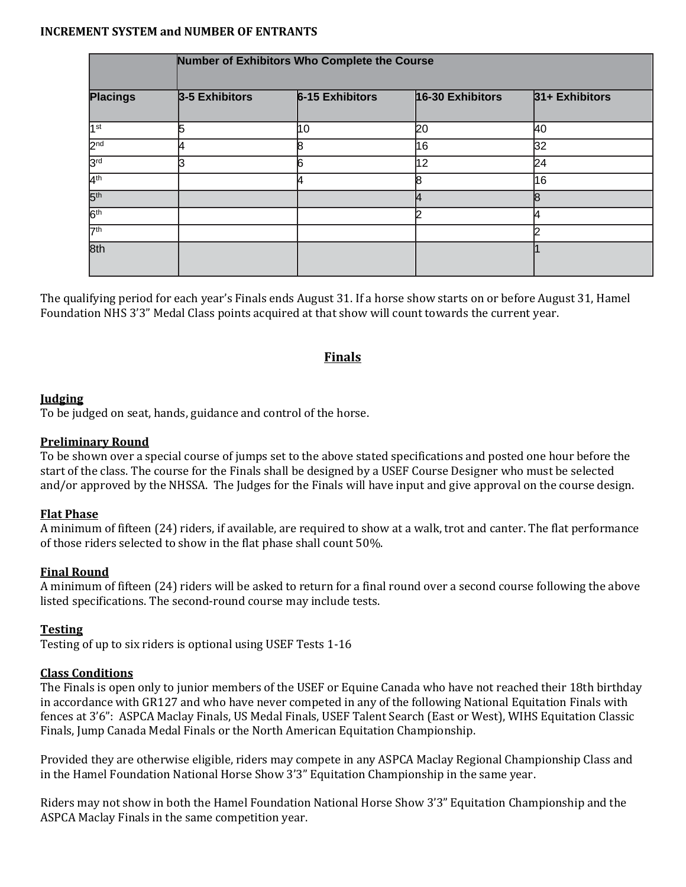**INCREMENT SYSTEM and NUMBER OF ENTRANTS**

| | Number of Exhibitors Who Complete the Course | | | |
|---|---|---|---|---|
| **Placings** | **3-5 Exhibitors** | **6-15 Exhibitors** | **16-30 Exhibitors** | **31+ Exhibitors** |
| 1st | 5 | 10 | 20 | 40 |
| 2nd | 4 | 8 | 16 | 32 |
| 3rd | 3 | 6 | 12 | 24 |
| 4th | | 4 | 8 | 16 |
| 5th | | | 4 | 8 |
| 6th | | | 2 | 4 |
| 7th | | | | 2 |
| 8th | | | | 1 |

The qualifying period for each year's Finals ends August 31. If a horse show starts on or before August 31, Hamel Foundation NHS 3'3" Medal Class points acquired at that show will count towards the current year.

## Finals

### Judging

To be judged on seat, hands, guidance and control of the horse.

### Preliminary Round

To be shown over a special course of jumps set to the above stated specifications and posted one hour before the start of the class. The course for the Finals shall be designed by a USEF Course Designer who must be selected and/or approved by the NHSSA. The Judges for the Finals will have input and give approval on the course design.

### Flat Phase

A minimum of fifteen (24) riders, if available, are required to show at a walk, trot and canter. The flat performance of those riders selected to show in the flat phase shall count 50%.

### Final Round

A minimum of fifteen (24) riders will be asked to return for a final round over a second course following the above listed specifications. The second-round course may include tests.

### Testing

Testing of up to six riders is optional using USEF Tests 1-16

### Class Conditions

The Finals is open only to junior members of the USEF or Equine Canada who have not reached their 18th birthday in accordance with GR127 and who have never competed in any of the following National Equitation Finals with fences at 3'6": ASPCA Maclay Finals, US Medal Finals, USEF Talent Search (East or West), WIHS Equitation Classic Finals, Jump Canada Medal Finals or the North American Equitation Championship.

Provided they are otherwise eligible, riders may compete in any ASPCA Maclay Regional Championship Class and in the Hamel Foundation National Horse Show 3'3" Equitation Championship in the same year.

Riders may not show in both the Hamel Foundation National Horse Show 3'3" Equitation Championship and the ASPCA Maclay Finals in the same competition year.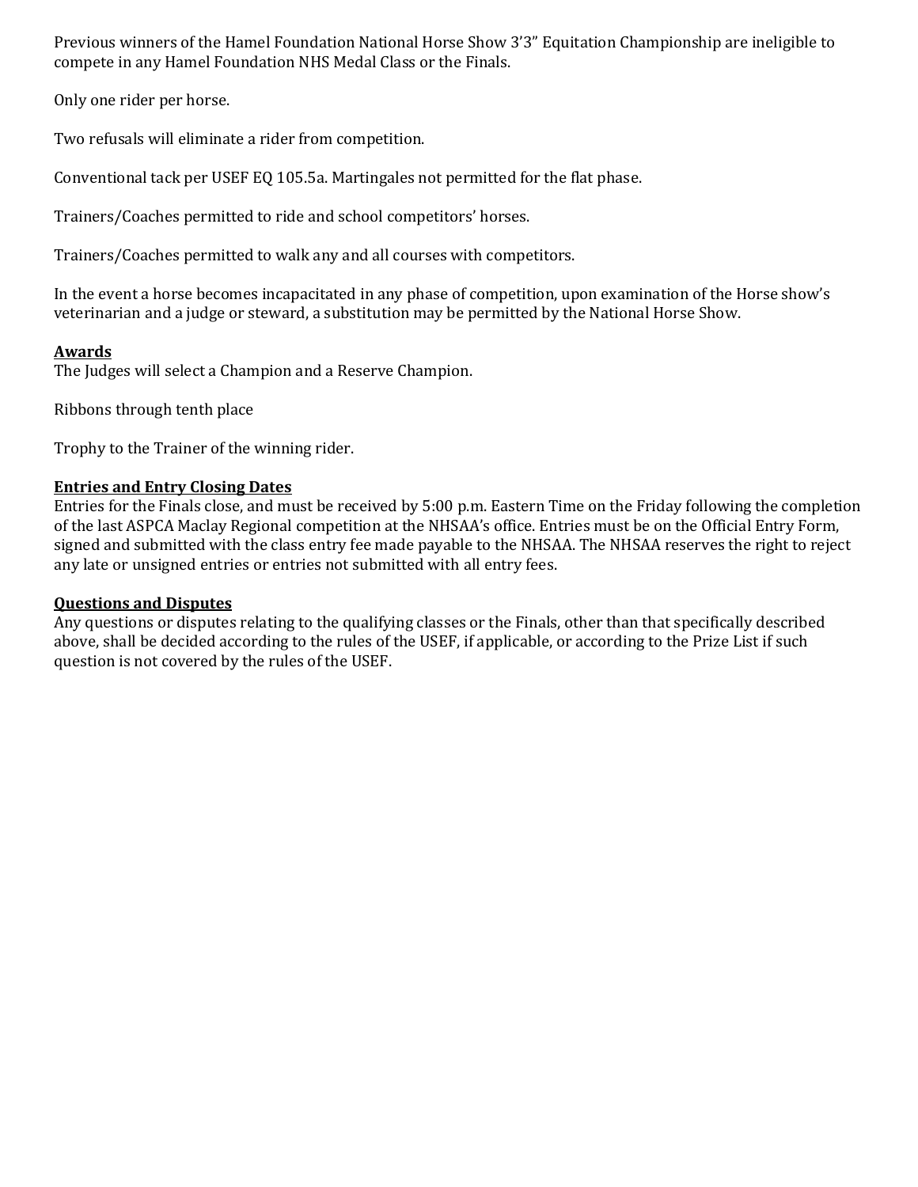Previous winners of the Hamel Foundation National Horse Show 3'3" Equitation Championship are ineligible to compete in any Hamel Foundation NHS Medal Class or the Finals.

Only one rider per horse.

Two refusals will eliminate a rider from competition.

Conventional tack per USEF EQ 105.5a. Martingales not permitted for the flat phase.

Trainers/Coaches permitted to ride and school competitors' horses.

Trainers/Coaches permitted to walk any and all courses with competitors.

In the event a horse becomes incapacitated in any phase of competition, upon examination of the Horse show's veterinarian and a judge or steward, a substitution may be permitted by the National Horse Show.

**Awards**

The Judges will select a Champion and a Reserve Champion.

Ribbons through tenth place

Trophy to the Trainer of the winning rider.

**Entries and Entry Closing Dates**

Entries for the Finals close, and must be received by 5:00 p.m. Eastern Time on the Friday following the completion of the last ASPCA Maclay Regional competition at the NHSAA's office. Entries must be on the Official Entry Form, signed and submitted with the class entry fee made payable to the NHSAA. The NHSAA reserves the right to reject any late or unsigned entries or entries not submitted with all entry fees.

**Questions and Disputes**

Any questions or disputes relating to the qualifying classes or the Finals, other than that specifically described above, shall be decided according to the rules of the USEF, if applicable, or according to the Prize List if such question is not covered by the rules of the USEF.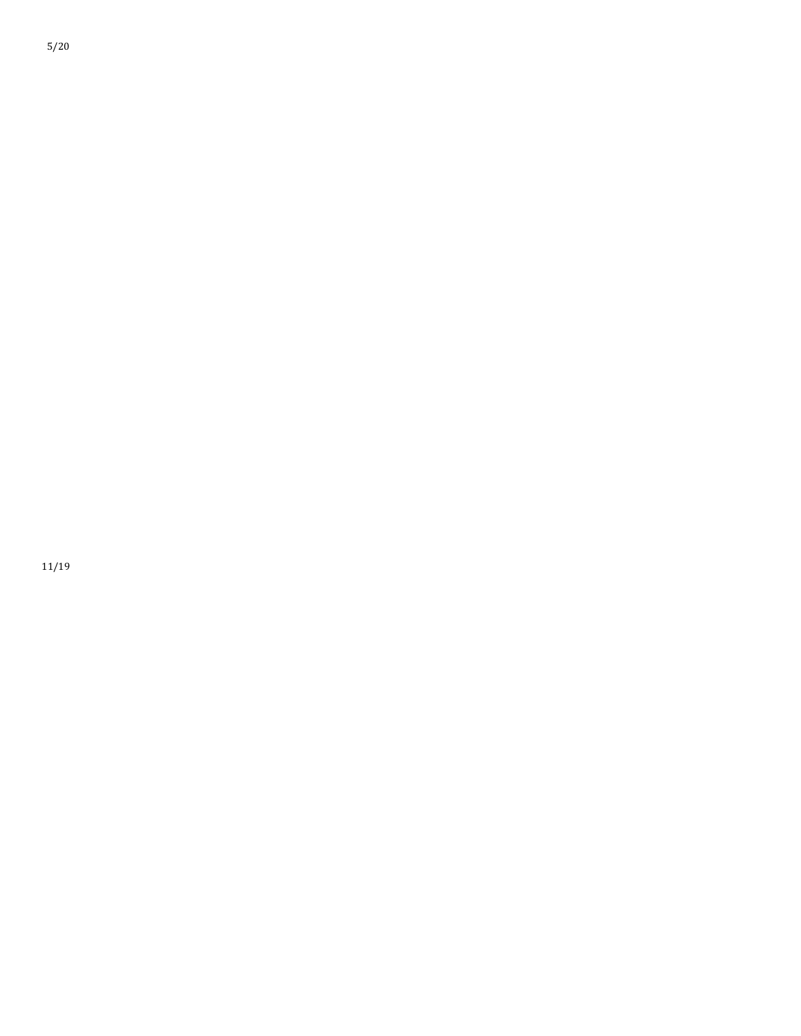5/20

11/19